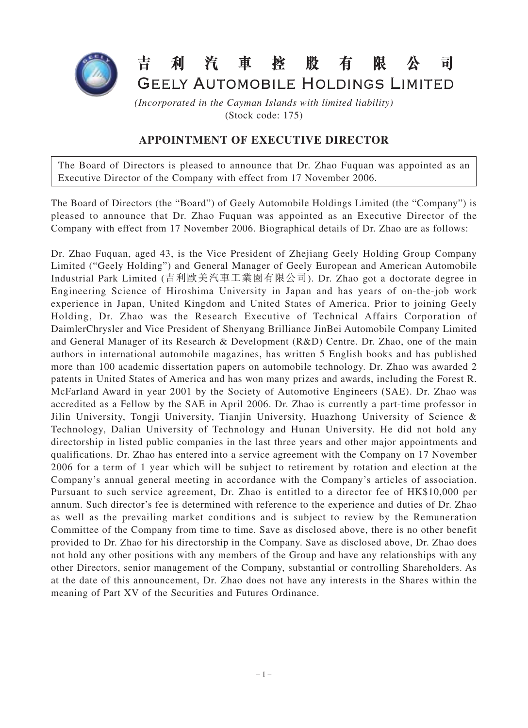# 吉利汽車控股有限公司

# GEELY AUTOMOBILE HOLDINGS LIMITED

*(Incorporated in the Cayman Islands with limited liability)*

(Stock code: 175)

## APPOINTMENT OF EXECUTIVE DIRECTOR

The Board of Directors is pleased to announce that Dr. Zhao Fuquan was appointed as an Executive Director of the Company with effect from 17 November 2006.

The Board of Directors (the "Board") of Geely Automobile Holdings Limited (the "Company") is pleased to announce that Dr. Zhao Fuquan was appointed as an Executive Director of the Company with effect from 17 November 2006. Biographical details of Dr. Zhao are as follows:

Dr. Zhao Fuquan, aged 43, is the Vice President of Zhejiang Geely Holding Group Company Limited ("Geely Holding") and General Manager of Geely European and American Automobile Industrial Park Limited (吉利歐美汽車工業園有限公司). Dr. Zhao got a doctorate degree in Engineering Science of Hiroshima University in Japan and has years of on-the-job work experience in Japan, United Kingdom and United States of America. Prior to joining Geely Holding, Dr. Zhao was the Research Executive of Technical Affairs Corporation of DaimlerChrysler and Vice President of Shenyang Brilliance JinBei Automobile Company Limited and General Manager of its Research & Development (R&D) Centre. Dr. Zhao, one of the main authors in international automobile magazines, has written 5 English books and has published more than 100 academic dissertation papers on automobile technology. Dr. Zhao was awarded 2 patents in United States of America and has won many prizes and awards, including the Forest R. McFarland Award in year 2001 by the Society of Automotive Engineers (SAE). Dr. Zhao was accredited as a Fellow by the SAE in April 2006. Dr. Zhao is currently a part-time professor in Jilin University, Tongji University, Tianjin University, Huazhong University of Science & Technology, Dalian University of Technology and Hunan University. He did not hold any directorship in listed public companies in the last three years and other major appointments and qualifications. Dr. Zhao has entered into a service agreement with the Company on 17 November 2006 for a term of 1 year which will be subject to retirement by rotation and election at the Company's annual general meeting in accordance with the Company's articles of association. Pursuant to such service agreement, Dr. Zhao is entitled to a director fee of HK$10,000 per annum. Such director's fee is determined with reference to the experience and duties of Dr. Zhao as well as the prevailing market conditions and is subject to review by the Remuneration Committee of the Company from time to time. Save as disclosed above, there is no other benefit provided to Dr. Zhao for his directorship in the Company. Save as disclosed above, Dr. Zhao does not hold any other positions with any members of the Group and have any relationships with any other Directors, senior management of the Company, substantial or controlling Shareholders. As at the date of this announcement, Dr. Zhao does not have any interests in the Shares within the meaning of Part XV of the Securities and Futures Ordinance.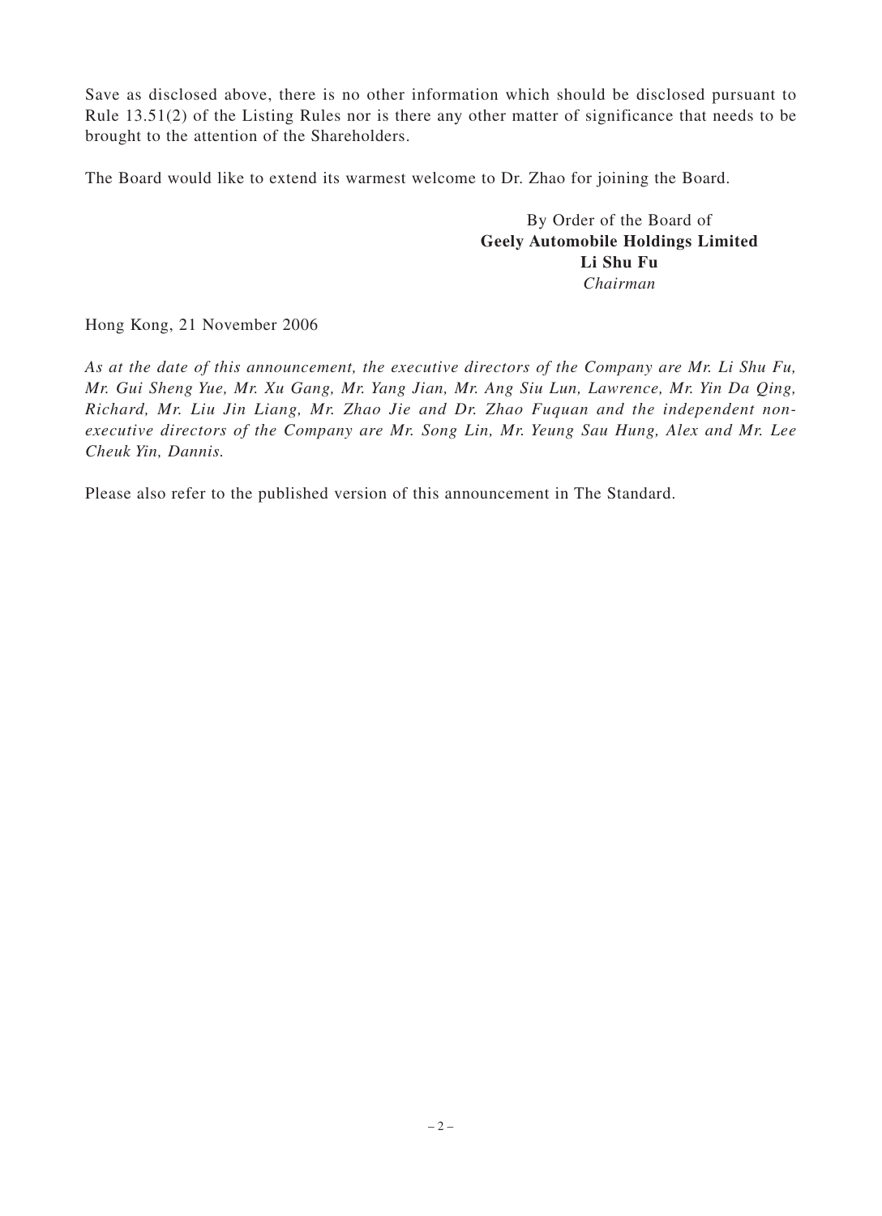Save as disclosed above, there is no other information which should be disclosed pursuant to Rule 13.51(2) of the Listing Rules nor is there any other matter of significance that needs to be brought to the attention of the Shareholders.

The Board would like to extend its warmest welcome to Dr. Zhao for joining the Board.

By Order of the Board of
**Geely Automobile Holdings Limited**
**Li Shu Fu**
*Chairman*

Hong Kong, 21 November 2006

*As at the date of this announcement, the executive directors of the Company are Mr. Li Shu Fu, Mr. Gui Sheng Yue, Mr. Xu Gang, Mr. Yang Jian, Mr. Ang Siu Lun, Lawrence, Mr. Yin Da Qing, Richard, Mr. Liu Jin Liang, Mr. Zhao Jie and Dr. Zhao Fuquan and the independent non-executive directors of the Company are Mr. Song Lin, Mr. Yeung Sau Hung, Alex and Mr. Lee Cheuk Yin, Dannis.*

Please also refer to the published version of this announcement in The Standard.